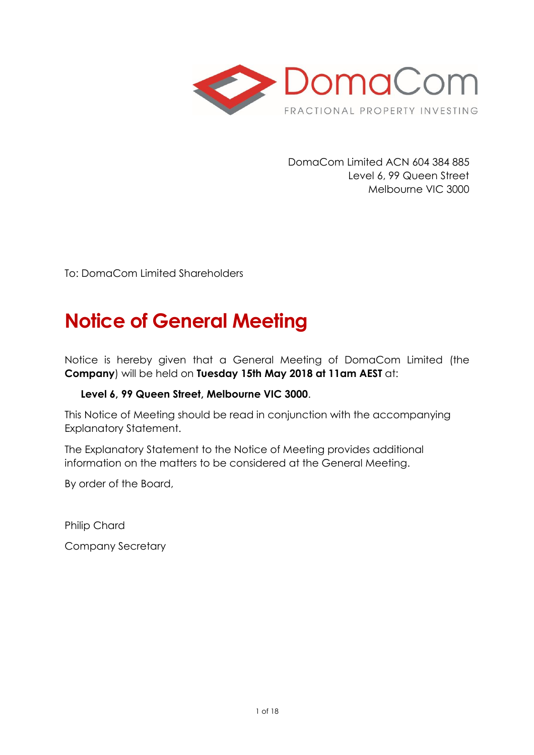DomaCom

FRACTIONAL PROPERTY INVESTING

DomaCom Limited ACN 604 384 885
Level 6, 99 Queen Street
Melbourne VIC 3000

To: DomaCom Limited Shareholders

# Notice of General Meeting

Notice is hereby given that a General Meeting of DomaCom Limited (the **Company**) will be held on **Tuesday 15th May 2018 at 11am AEST** at:

**Level 6, 99 Queen Street, Melbourne VIC 3000**.

This Notice of Meeting should be read in conjunction with the accompanying Explanatory Statement.

The Explanatory Statement to the Notice of Meeting provides additional information on the matters to be considered at the General Meeting.

By order of the Board,

Philip Chard

Company Secretary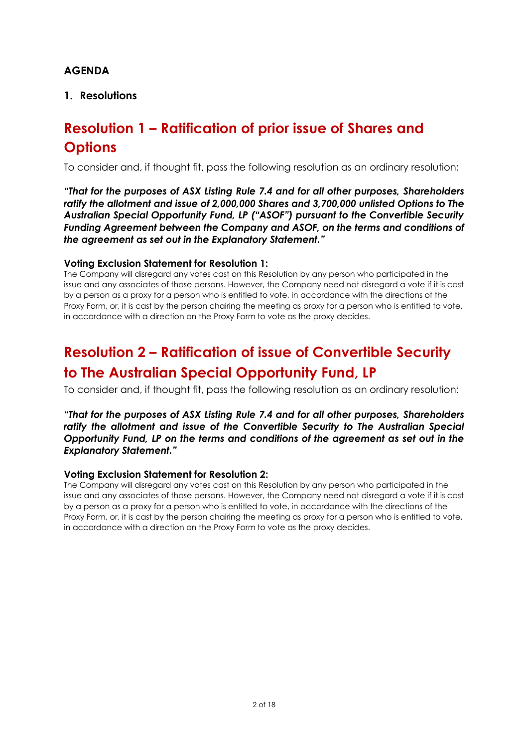## AGENDA

### 1. Resolutions

# Resolution 1 – Ratification of prior issue of Shares and Options

To consider and, if thought fit, pass the following resolution as an ordinary resolution:

***"That for the purposes of ASX Listing Rule 7.4 and for all other purposes, Shareholders ratify the allotment and issue of 2,000,000 Shares and 3,700,000 unlisted Options to The Australian Special Opportunity Fund, LP ("ASOF") pursuant to the Convertible Security Funding Agreement between the Company and ASOF, on the terms and conditions of the agreement as set out in the Explanatory Statement."***

**Voting Exclusion Statement for Resolution 1:**

The Company will disregard any votes cast on this Resolution by any person who participated in the issue and any associates of those persons. However, the Company need not disregard a vote if it is cast by a person as a proxy for a person who is entitled to vote, in accordance with the directions of the Proxy Form, or, it is cast by the person chairing the meeting as proxy for a person who is entitled to vote, in accordance with a direction on the Proxy Form to vote as the proxy decides.

# Resolution 2 – Ratification of issue of Convertible Security to The Australian Special Opportunity Fund, LP

To consider and, if thought fit, pass the following resolution as an ordinary resolution:

***"That for the purposes of ASX Listing Rule 7.4 and for all other purposes, Shareholders ratify the allotment and issue of the Convertible Security to The Australian Special Opportunity Fund, LP on the terms and conditions of the agreement as set out in the Explanatory Statement."***

**Voting Exclusion Statement for Resolution 2:**

The Company will disregard any votes cast on this Resolution by any person who participated in the issue and any associates of those persons. However, the Company need not disregard a vote if it is cast by a person as a proxy for a person who is entitled to vote, in accordance with the directions of the Proxy Form, or, it is cast by the person chairing the meeting as proxy for a person who is entitled to vote, in accordance with a direction on the Proxy Form to vote as the proxy decides.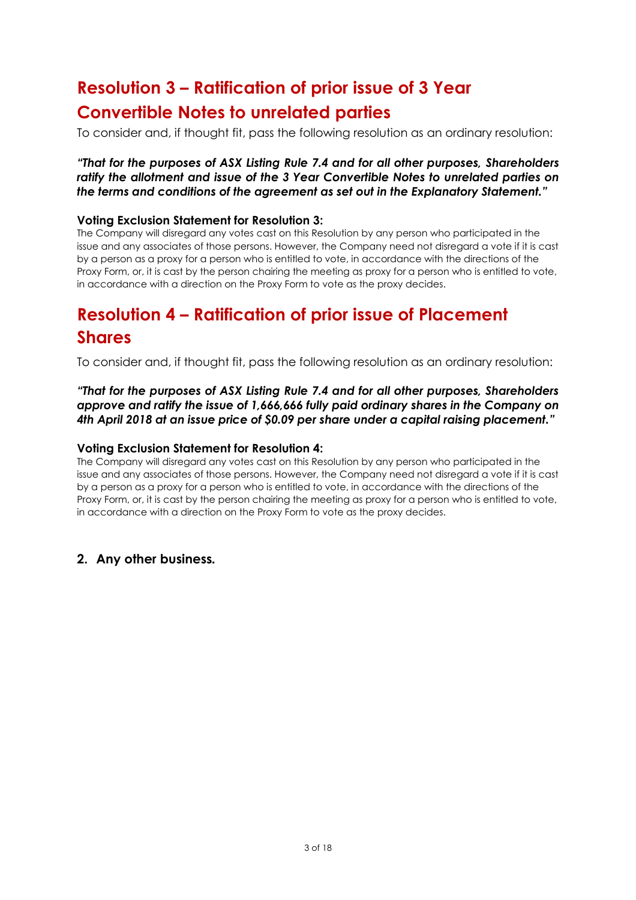## Resolution 3 – Ratification of prior issue of 3 Year Convertible Notes to unrelated parties

To consider and, if thought fit, pass the following resolution as an ordinary resolution:

***"That for the purposes of ASX Listing Rule 7.4 and for all other purposes, Shareholders ratify the allotment and issue of the 3 Year Convertible Notes to unrelated parties on the terms and conditions of the agreement as set out in the Explanatory Statement."***

**Voting Exclusion Statement for Resolution 3:**

The Company will disregard any votes cast on this Resolution by any person who participated in the issue and any associates of those persons. However, the Company need not disregard a vote if it is cast by a person as a proxy for a person who is entitled to vote, in accordance with the directions of the Proxy Form, or, it is cast by the person chairing the meeting as proxy for a person who is entitled to vote, in accordance with a direction on the Proxy Form to vote as the proxy decides.

## Resolution 4 – Ratification of prior issue of Placement Shares

To consider and, if thought fit, pass the following resolution as an ordinary resolution:

***"That for the purposes of ASX Listing Rule 7.4 and for all other purposes, Shareholders approve and ratify the issue of 1,666,666 fully paid ordinary shares in the Company on 4th April 2018 at an issue price of $0.09 per share under a capital raising placement."***

**Voting Exclusion Statement for Resolution 4:**

The Company will disregard any votes cast on this Resolution by any person who participated in the issue and any associates of those persons. However, the Company need not disregard a vote if it is cast by a person as a proxy for a person who is entitled to vote, in accordance with the directions of the Proxy Form, or, it is cast by the person chairing the meeting as proxy for a person who is entitled to vote, in accordance with a direction on the Proxy Form to vote as the proxy decides.

**2. Any other business.**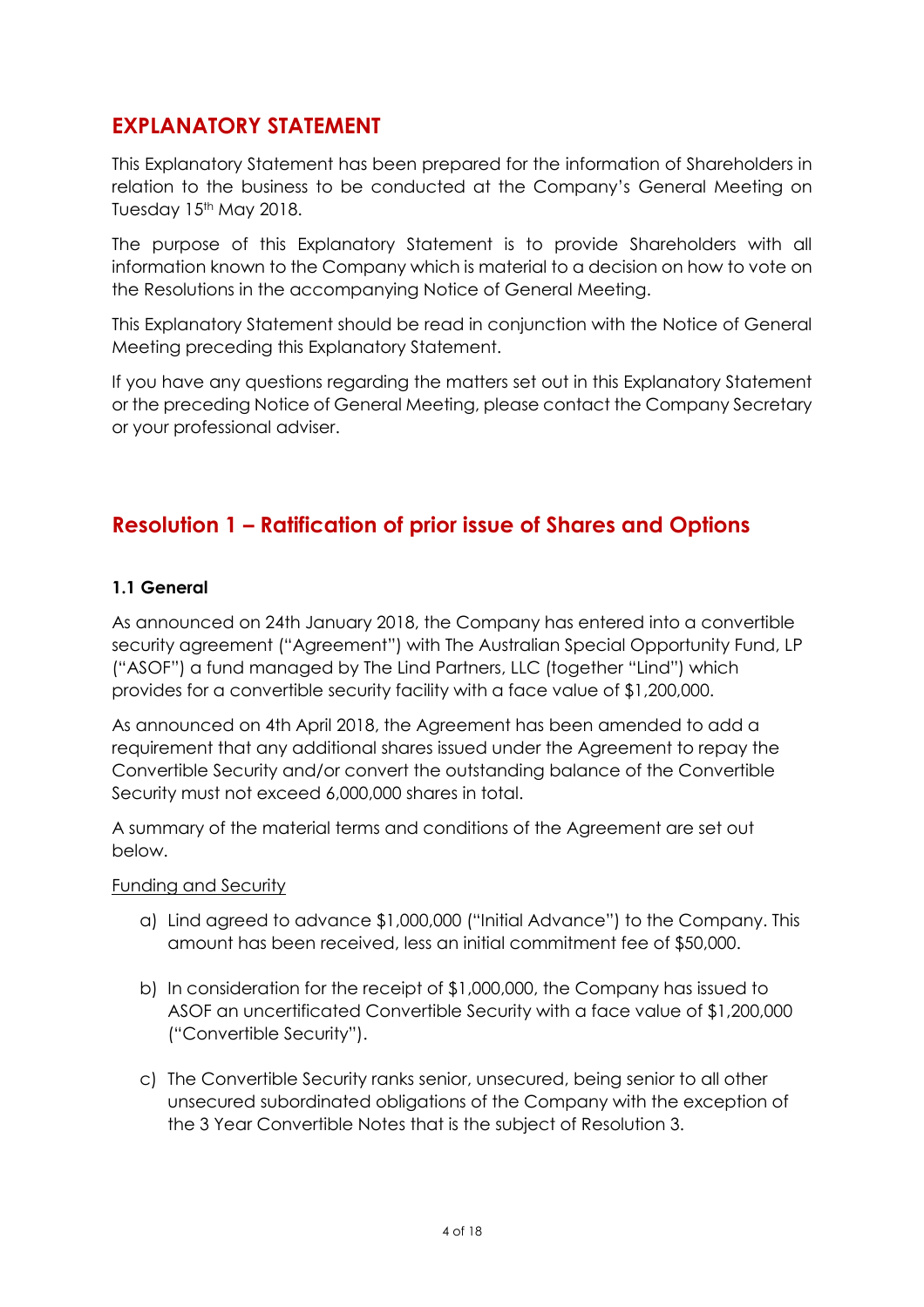# EXPLANATORY STATEMENT

This Explanatory Statement has been prepared for the information of Shareholders in relation to the business to be conducted at the Company's General Meeting on Tuesday 15th May 2018.

The purpose of this Explanatory Statement is to provide Shareholders with all information known to the Company which is material to a decision on how to vote on the Resolutions in the accompanying Notice of General Meeting.

This Explanatory Statement should be read in conjunction with the Notice of General Meeting preceding this Explanatory Statement.

If you have any questions regarding the matters set out in this Explanatory Statement or the preceding Notice of General Meeting, please contact the Company Secretary or your professional adviser.

## Resolution 1 – Ratification of prior issue of Shares and Options

### 1.1 General

As announced on 24th January 2018, the Company has entered into a convertible security agreement ("Agreement") with The Australian Special Opportunity Fund, LP ("ASOF") a fund managed by The Lind Partners, LLC (together "Lind") which provides for a convertible security facility with a face value of $1,200,000.

As announced on 4th April 2018, the Agreement has been amended to add a requirement that any additional shares issued under the Agreement to repay the Convertible Security and/or convert the outstanding balance of the Convertible Security must not exceed 6,000,000 shares in total.

A summary of the material terms and conditions of the Agreement are set out below.

Funding and Security

a) Lind agreed to advance $1,000,000 ("Initial Advance") to the Company. This amount has been received, less an initial commitment fee of $50,000.

b) In consideration for the receipt of $1,000,000, the Company has issued to ASOF an uncertificated Convertible Security with a face value of $1,200,000 ("Convertible Security").

c) The Convertible Security ranks senior, unsecured, being senior to all other unsecured subordinated obligations of the Company with the exception of the 3 Year Convertible Notes that is the subject of Resolution 3.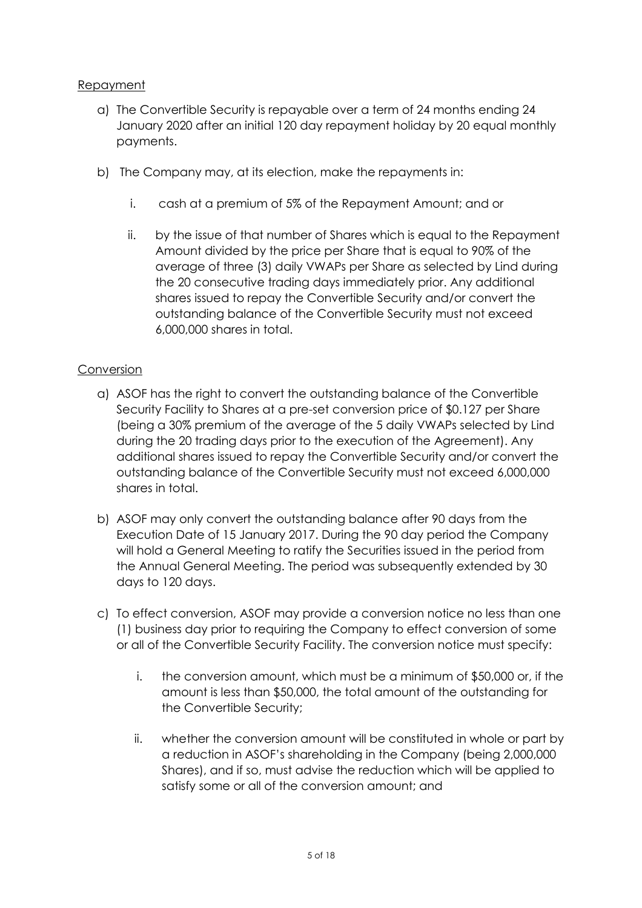Repayment

a) The Convertible Security is repayable over a term of 24 months ending 24 January 2020 after an initial 120 day repayment holiday by 20 equal monthly payments.

b) The Company may, at its election, make the repayments in:

   i. cash at a premium of 5% of the Repayment Amount; and or

   ii. by the issue of that number of Shares which is equal to the Repayment Amount divided by the price per Share that is equal to 90% of the average of three (3) daily VWAPs per Share as selected by Lind during the 20 consecutive trading days immediately prior. Any additional shares issued to repay the Convertible Security and/or convert the outstanding balance of the Convertible Security must not exceed 6,000,000 shares in total.

Conversion

a) ASOF has the right to convert the outstanding balance of the Convertible Security Facility to Shares at a pre-set conversion price of $0.127 per Share (being a 30% premium of the average of the 5 daily VWAPs selected by Lind during the 20 trading days prior to the execution of the Agreement). Any additional shares issued to repay the Convertible Security and/or convert the outstanding balance of the Convertible Security must not exceed 6,000,000 shares in total.

b) ASOF may only convert the outstanding balance after 90 days from the Execution Date of 15 January 2017. During the 90 day period the Company will hold a General Meeting to ratify the Securities issued in the period from the Annual General Meeting. The period was subsequently extended by 30 days to 120 days.

c) To effect conversion, ASOF may provide a conversion notice no less than one (1) business day prior to requiring the Company to effect conversion of some or all of the Convertible Security Facility. The conversion notice must specify:

   i. the conversion amount, which must be a minimum of $50,000 or, if the amount is less than $50,000, the total amount of the outstanding for the Convertible Security;

   ii. whether the conversion amount will be constituted in whole or part by a reduction in ASOF's shareholding in the Company (being 2,000,000 Shares), and if so, must advise the reduction which will be applied to satisfy some or all of the conversion amount; and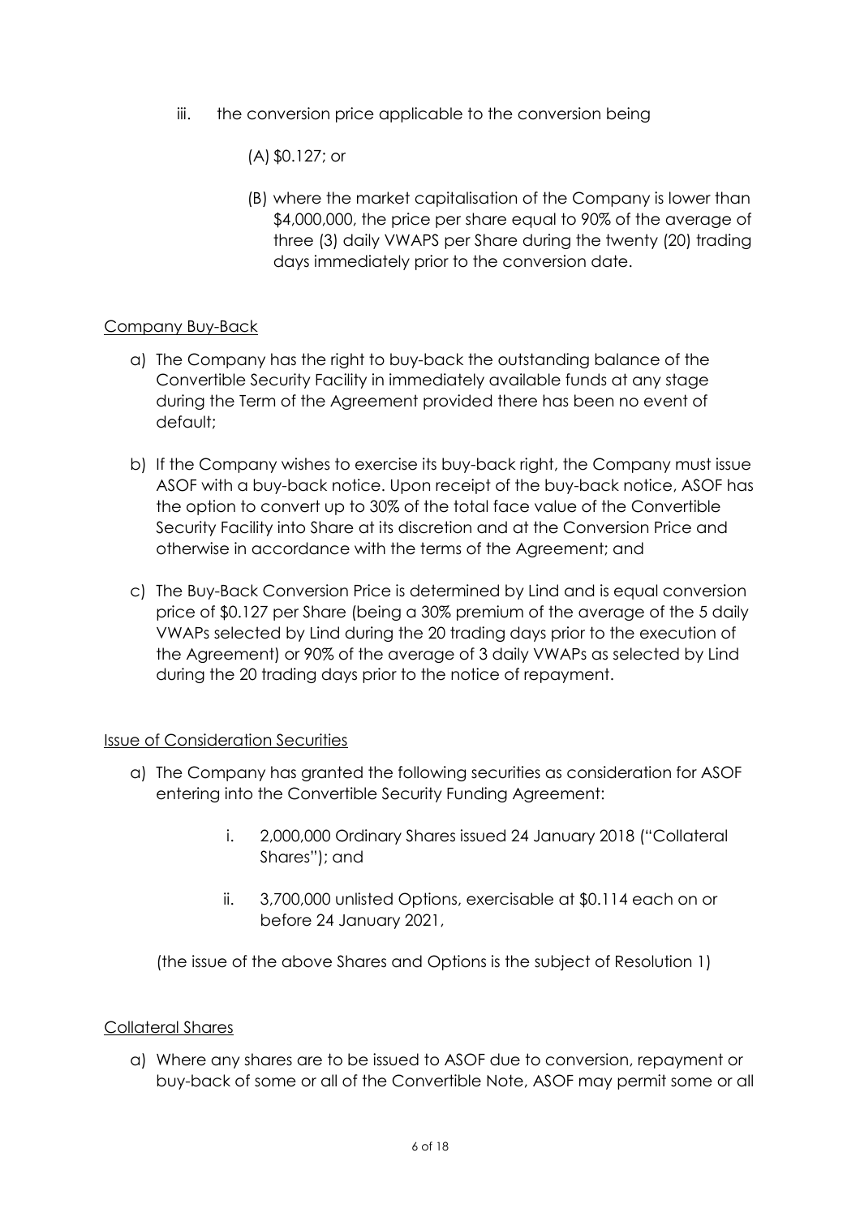iii. the conversion price applicable to the conversion being

   (A) $0.127; or

   (B) where the market capitalisation of the Company is lower than $4,000,000, the price per share equal to 90% of the average of three (3) daily VWAPS per Share during the twenty (20) trading days immediately prior to the conversion date.

<u>Company Buy-Back</u>

a) The Company has the right to buy-back the outstanding balance of the Convertible Security Facility in immediately available funds at any stage during the Term of the Agreement provided there has been no event of default;

b) If the Company wishes to exercise its buy-back right, the Company must issue ASOF with a buy-back notice. Upon receipt of the buy-back notice, ASOF has the option to convert up to 30% of the total face value of the Convertible Security Facility into Share at its discretion and at the Conversion Price and otherwise in accordance with the terms of the Agreement; and

c) The Buy-Back Conversion Price is determined by Lind and is equal conversion price of $0.127 per Share (being a 30% premium of the average of the 5 daily VWAPs selected by Lind during the 20 trading days prior to the execution of the Agreement) or 90% of the average of 3 daily VWAPs as selected by Lind during the 20 trading days prior to the notice of repayment.

<u>Issue of Consideration Securities</u>

a) The Company has granted the following securities as consideration for ASOF entering into the Convertible Security Funding Agreement:

   i. 2,000,000 Ordinary Shares issued 24 January 2018 ("Collateral Shares"); and

   ii. 3,700,000 unlisted Options, exercisable at $0.114 each on or before 24 January 2021,

(the issue of the above Shares and Options is the subject of Resolution 1)

<u>Collateral Shares</u>

a) Where any shares are to be issued to ASOF due to conversion, repayment or buy-back of some or all of the Convertible Note, ASOF may permit some or all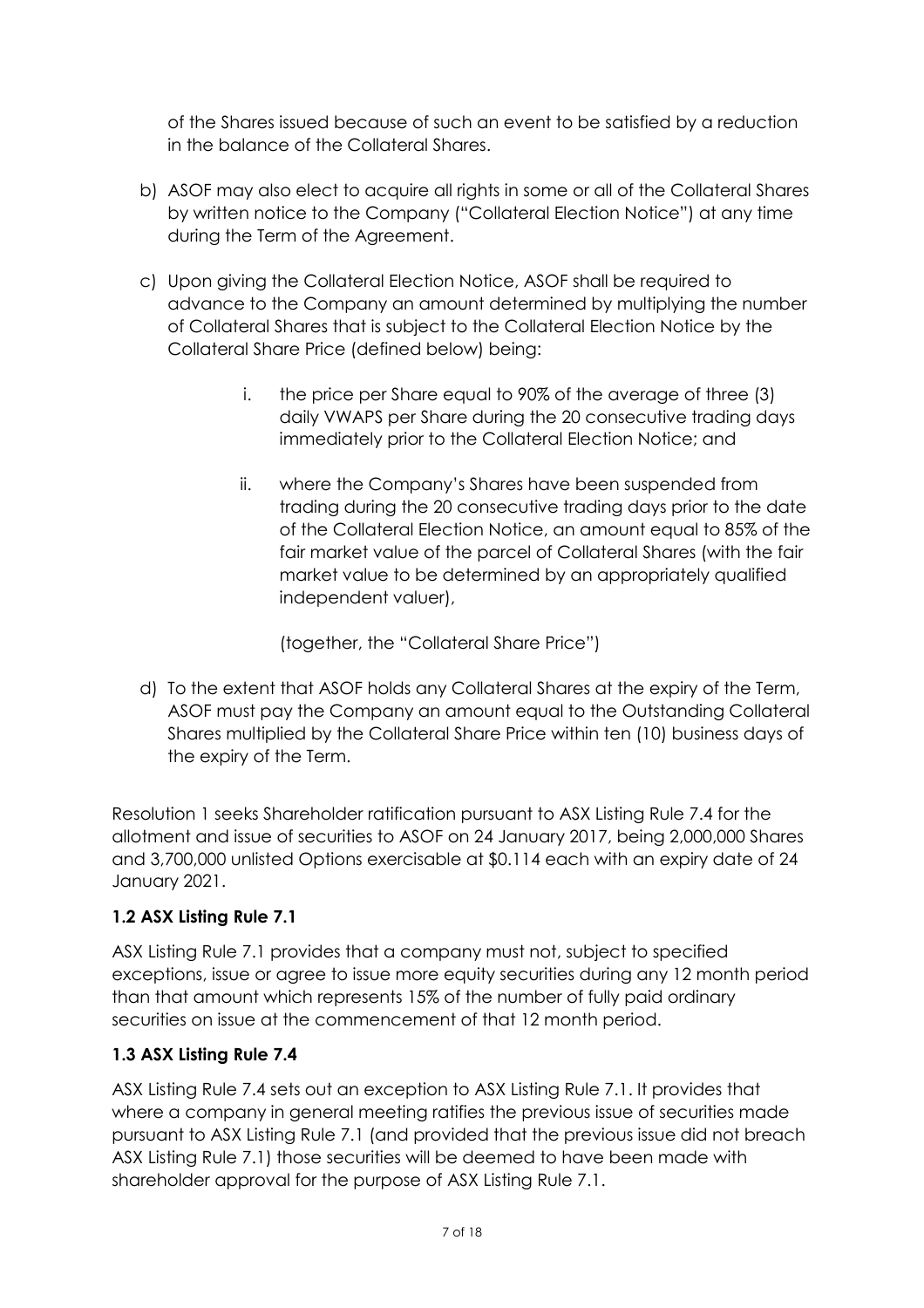of the Shares issued because of such an event to be satisfied by a reduction in the balance of the Collateral Shares.

b) ASOF may also elect to acquire all rights in some or all of the Collateral Shares by written notice to the Company ("Collateral Election Notice") at any time during the Term of the Agreement.

c) Upon giving the Collateral Election Notice, ASOF shall be required to advance to the Company an amount determined by multiplying the number of Collateral Shares that is subject to the Collateral Election Notice by the Collateral Share Price (defined below) being:

   i. the price per Share equal to 90% of the average of three (3) daily VWAPS per Share during the 20 consecutive trading days immediately prior to the Collateral Election Notice; and

   ii. where the Company's Shares have been suspended from trading during the 20 consecutive trading days prior to the date of the Collateral Election Notice, an amount equal to 85% of the fair market value of the parcel of Collateral Shares (with the fair market value to be determined by an appropriately qualified independent valuer),

   (together, the "Collateral Share Price")

d) To the extent that ASOF holds any Collateral Shares at the expiry of the Term, ASOF must pay the Company an amount equal to the Outstanding Collateral Shares multiplied by the Collateral Share Price within ten (10) business days of the expiry of the Term.

Resolution 1 seeks Shareholder ratification pursuant to ASX Listing Rule 7.4 for the allotment and issue of securities to ASOF on 24 January 2017, being 2,000,000 Shares and 3,700,000 unlisted Options exercisable at $0.114 each with an expiry date of 24 January 2021.

### 1.2 ASX Listing Rule 7.1

ASX Listing Rule 7.1 provides that a company must not, subject to specified exceptions, issue or agree to issue more equity securities during any 12 month period than that amount which represents 15% of the number of fully paid ordinary securities on issue at the commencement of that 12 month period.

### 1.3 ASX Listing Rule 7.4

ASX Listing Rule 7.4 sets out an exception to ASX Listing Rule 7.1. It provides that where a company in general meeting ratifies the previous issue of securities made pursuant to ASX Listing Rule 7.1 (and provided that the previous issue did not breach ASX Listing Rule 7.1) those securities will be deemed to have been made with shareholder approval for the purpose of ASX Listing Rule 7.1.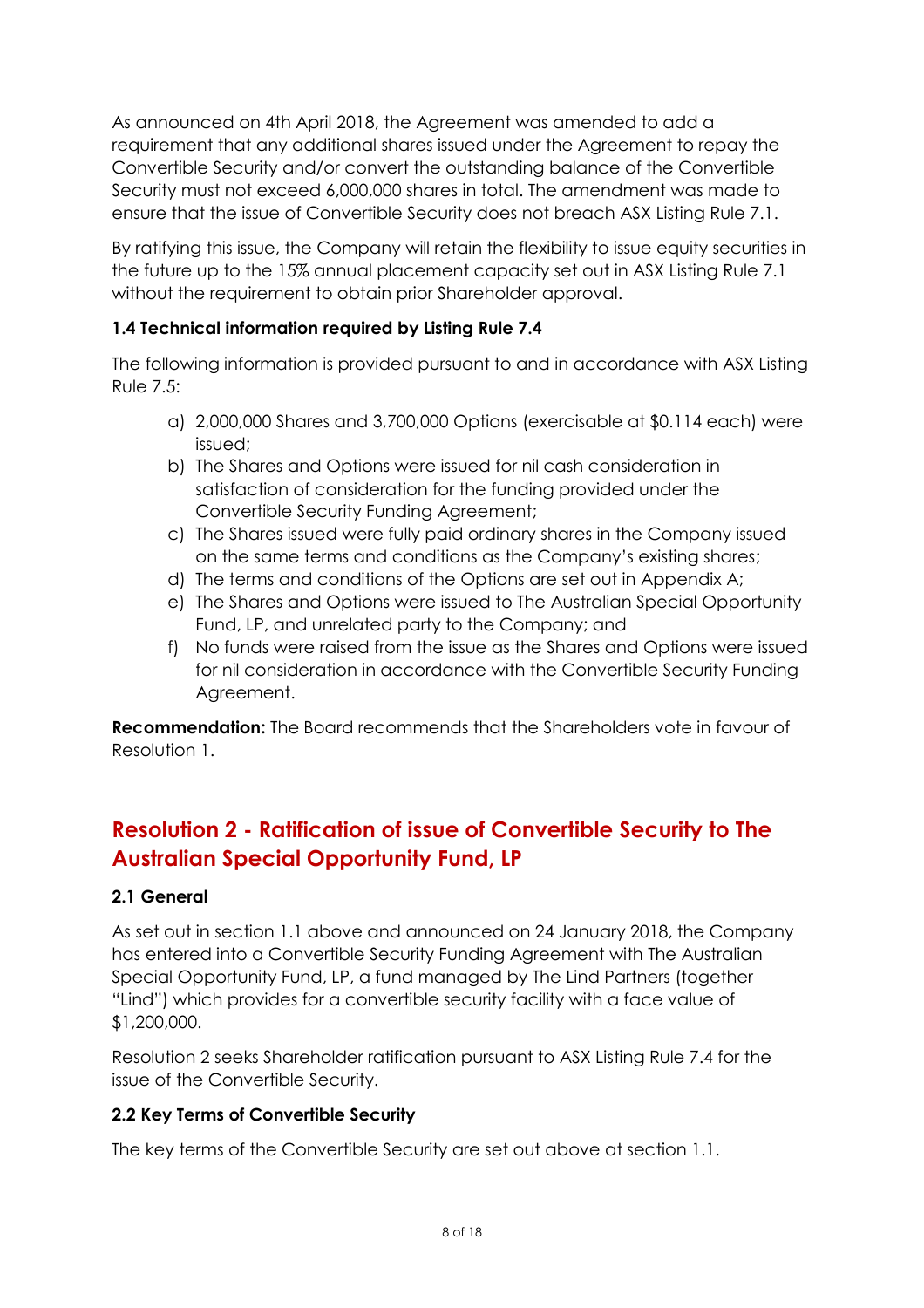As announced on 4th April 2018, the Agreement was amended to add a requirement that any additional shares issued under the Agreement to repay the Convertible Security and/or convert the outstanding balance of the Convertible Security must not exceed 6,000,000 shares in total. The amendment was made to ensure that the issue of Convertible Security does not breach ASX Listing Rule 7.1.

By ratifying this issue, the Company will retain the flexibility to issue equity securities in the future up to the 15% annual placement capacity set out in ASX Listing Rule 7.1 without the requirement to obtain prior Shareholder approval.

### 1.4 Technical information required by Listing Rule 7.4

The following information is provided pursuant to and in accordance with ASX Listing Rule 7.5:

a) 2,000,000 Shares and 3,700,000 Options (exercisable at $0.114 each) were issued;
b) The Shares and Options were issued for nil cash consideration in satisfaction of consideration for the funding provided under the Convertible Security Funding Agreement;
c) The Shares issued were fully paid ordinary shares in the Company issued on the same terms and conditions as the Company's existing shares;
d) The terms and conditions of the Options are set out in Appendix A;
e) The Shares and Options were issued to The Australian Special Opportunity Fund, LP, and unrelated party to the Company; and
f) No funds were raised from the issue as the Shares and Options were issued for nil consideration in accordance with the Convertible Security Funding Agreement.

**Recommendation:** The Board recommends that the Shareholders vote in favour of Resolution 1.

## Resolution 2 - Ratification of issue of Convertible Security to The Australian Special Opportunity Fund, LP

### 2.1 General

As set out in section 1.1 above and announced on 24 January 2018, the Company has entered into a Convertible Security Funding Agreement with The Australian Special Opportunity Fund, LP, a fund managed by The Lind Partners (together "Lind") which provides for a convertible security facility with a face value of $1,200,000.

Resolution 2 seeks Shareholder ratification pursuant to ASX Listing Rule 7.4 for the issue of the Convertible Security.

### 2.2 Key Terms of Convertible Security

The key terms of the Convertible Security are set out above at section 1.1.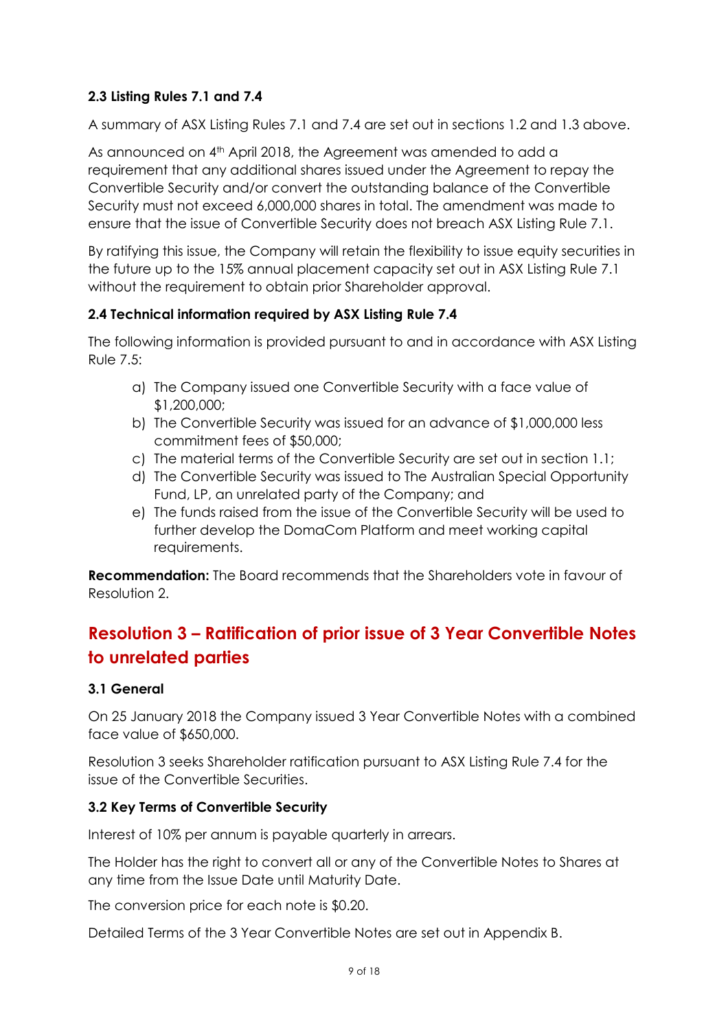### 2.3 Listing Rules 7.1 and 7.4

A summary of ASX Listing Rules 7.1 and 7.4 are set out in sections 1.2 and 1.3 above.

As announced on 4th April 2018, the Agreement was amended to add a requirement that any additional shares issued under the Agreement to repay the Convertible Security and/or convert the outstanding balance of the Convertible Security must not exceed 6,000,000 shares in total. The amendment was made to ensure that the issue of Convertible Security does not breach ASX Listing Rule 7.1.

By ratifying this issue, the Company will retain the flexibility to issue equity securities in the future up to the 15% annual placement capacity set out in ASX Listing Rule 7.1 without the requirement to obtain prior Shareholder approval.

### 2.4 Technical information required by ASX Listing Rule 7.4

The following information is provided pursuant to and in accordance with ASX Listing Rule 7.5:

a) The Company issued one Convertible Security with a face value of $1,200,000;
b) The Convertible Security was issued for an advance of $1,000,000 less commitment fees of $50,000;
c) The material terms of the Convertible Security are set out in section 1.1;
d) The Convertible Security was issued to The Australian Special Opportunity Fund, LP, an unrelated party of the Company; and
e) The funds raised from the issue of the Convertible Security will be used to further develop the DomaCom Platform and meet working capital requirements.

**Recommendation:** The Board recommends that the Shareholders vote in favour of Resolution 2.

## Resolution 3 – Ratification of prior issue of 3 Year Convertible Notes to unrelated parties

### 3.1 General

On 25 January 2018 the Company issued 3 Year Convertible Notes with a combined face value of $650,000.

Resolution 3 seeks Shareholder ratification pursuant to ASX Listing Rule 7.4 for the issue of the Convertible Securities.

### 3.2 Key Terms of Convertible Security

Interest of 10% per annum is payable quarterly in arrears.

The Holder has the right to convert all or any of the Convertible Notes to Shares at any time from the Issue Date until Maturity Date.

The conversion price for each note is $0.20.

Detailed Terms of the 3 Year Convertible Notes are set out in Appendix B.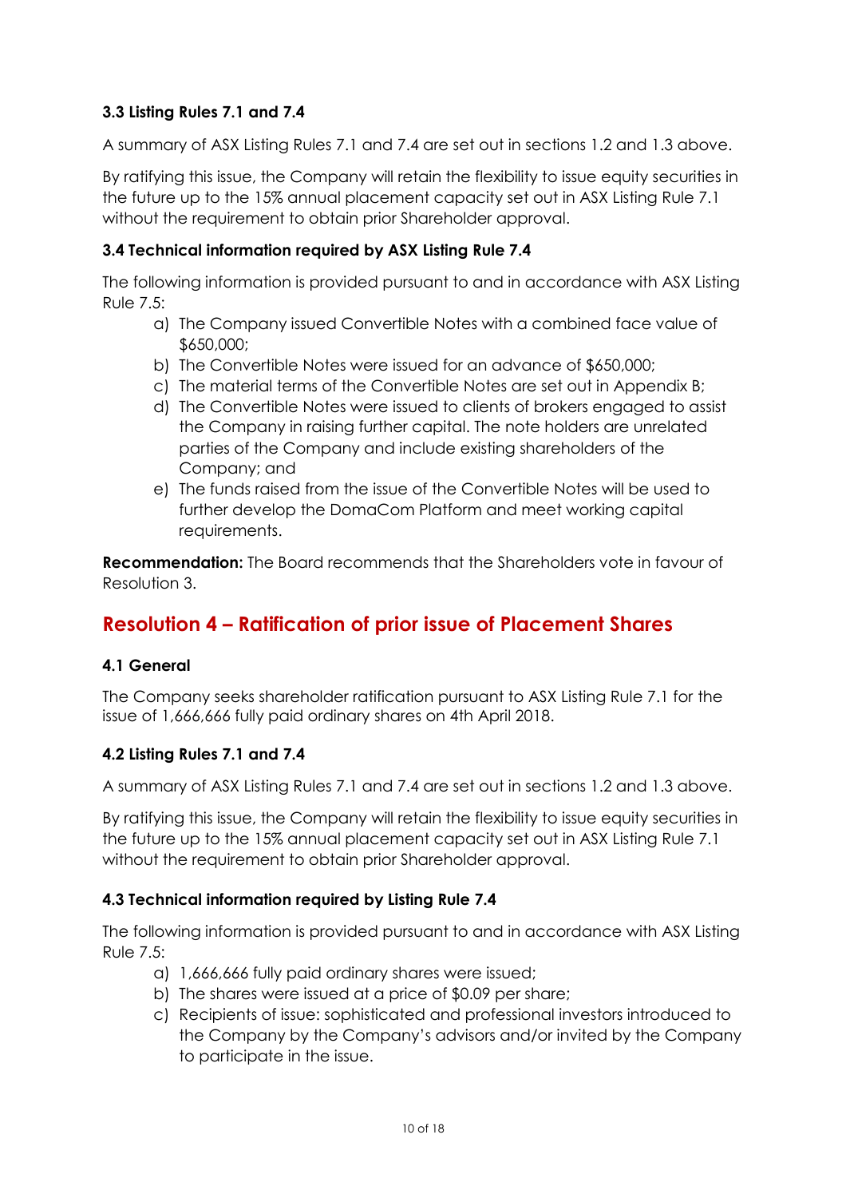### 3.3 Listing Rules 7.1 and 7.4

A summary of ASX Listing Rules 7.1 and 7.4 are set out in sections 1.2 and 1.3 above.

By ratifying this issue, the Company will retain the flexibility to issue equity securities in the future up to the 15% annual placement capacity set out in ASX Listing Rule 7.1 without the requirement to obtain prior Shareholder approval.

### 3.4 Technical information required by ASX Listing Rule 7.4

The following information is provided pursuant to and in accordance with ASX Listing Rule 7.5:

a) The Company issued Convertible Notes with a combined face value of $650,000;
b) The Convertible Notes were issued for an advance of $650,000;
c) The material terms of the Convertible Notes are set out in Appendix B;
d) The Convertible Notes were issued to clients of brokers engaged to assist the Company in raising further capital. The note holders are unrelated parties of the Company and include existing shareholders of the Company; and
e) The funds raised from the issue of the Convertible Notes will be used to further develop the DomaCom Platform and meet working capital requirements.

**Recommendation:** The Board recommends that the Shareholders vote in favour of Resolution 3.

## Resolution 4 – Ratification of prior issue of Placement Shares

### 4.1 General

The Company seeks shareholder ratification pursuant to ASX Listing Rule 7.1 for the issue of 1,666,666 fully paid ordinary shares on 4th April 2018.

### 4.2 Listing Rules 7.1 and 7.4

A summary of ASX Listing Rules 7.1 and 7.4 are set out in sections 1.2 and 1.3 above.

By ratifying this issue, the Company will retain the flexibility to issue equity securities in the future up to the 15% annual placement capacity set out in ASX Listing Rule 7.1 without the requirement to obtain prior Shareholder approval.

### 4.3 Technical information required by Listing Rule 7.4

The following information is provided pursuant to and in accordance with ASX Listing Rule 7.5:

a) 1,666,666 fully paid ordinary shares were issued;
b) The shares were issued at a price of $0.09 per share;
c) Recipients of issue: sophisticated and professional investors introduced to the Company by the Company's advisors and/or invited by the Company to participate in the issue.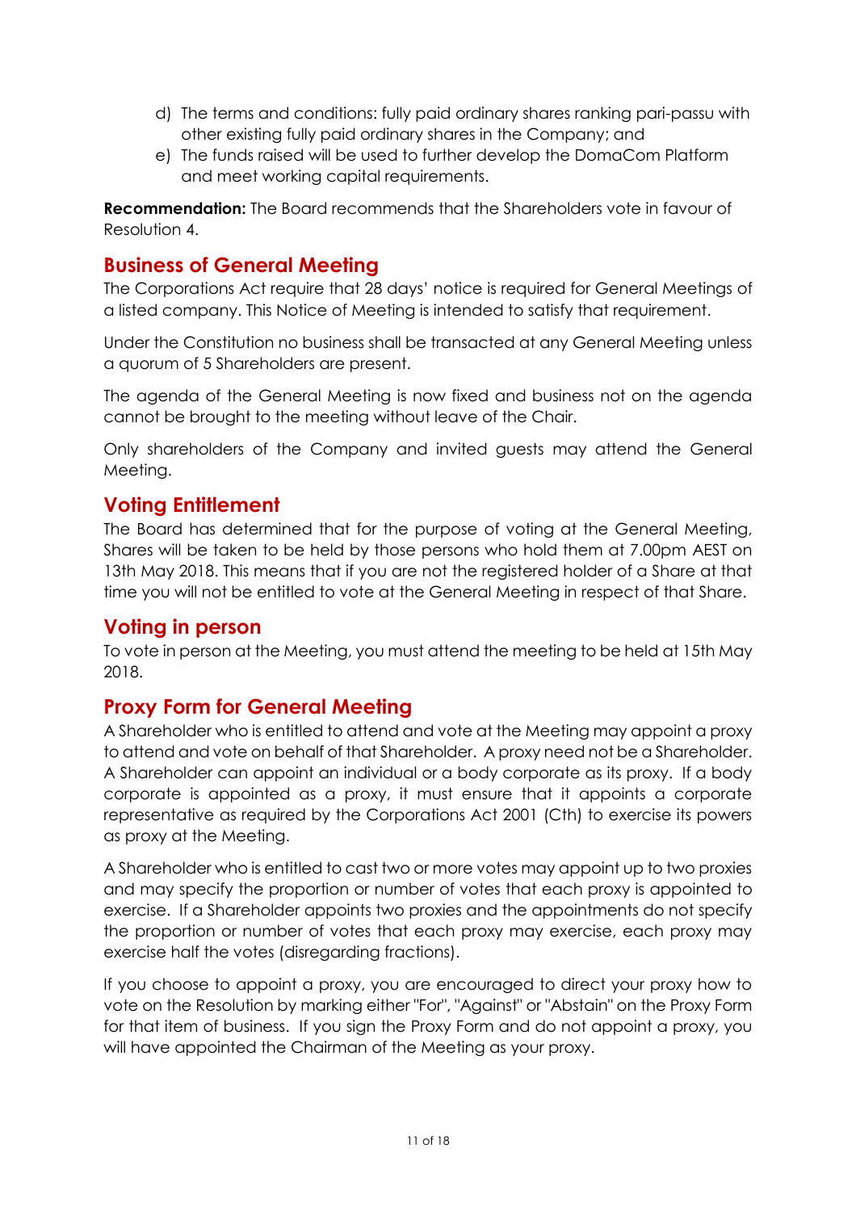d) The terms and conditions: fully paid ordinary shares ranking pari-passu with other existing fully paid ordinary shares in the Company; and
e) The funds raised will be used to further develop the DomaCom Platform and meet working capital requirements.

**Recommendation:** The Board recommends that the Shareholders vote in favour of Resolution 4.

## Business of General Meeting

The Corporations Act require that 28 days' notice is required for General Meetings of a listed company. This Notice of Meeting is intended to satisfy that requirement.

Under the Constitution no business shall be transacted at any General Meeting unless a quorum of 5 Shareholders are present.

The agenda of the General Meeting is now fixed and business not on the agenda cannot be brought to the meeting without leave of the Chair.

Only shareholders of the Company and invited guests may attend the General Meeting.

## Voting Entitlement

The Board has determined that for the purpose of voting at the General Meeting, Shares will be taken to be held by those persons who hold them at 7.00pm AEST on 13th May 2018. This means that if you are not the registered holder of a Share at that time you will not be entitled to vote at the General Meeting in respect of that Share.

## Voting in person

To vote in person at the Meeting, you must attend the meeting to be held at 15th May 2018.

## Proxy Form for General Meeting

A Shareholder who is entitled to attend and vote at the Meeting may appoint a proxy to attend and vote on behalf of that Shareholder. A proxy need not be a Shareholder. A Shareholder can appoint an individual or a body corporate as its proxy. If a body corporate is appointed as a proxy, it must ensure that it appoints a corporate representative as required by the Corporations Act 2001 (Cth) to exercise its powers as proxy at the Meeting.

A Shareholder who is entitled to cast two or more votes may appoint up to two proxies and may specify the proportion or number of votes that each proxy is appointed to exercise. If a Shareholder appoints two proxies and the appointments do not specify the proportion or number of votes that each proxy may exercise, each proxy may exercise half the votes (disregarding fractions).

If you choose to appoint a proxy, you are encouraged to direct your proxy how to vote on the Resolution by marking either "For", "Against" or "Abstain" on the Proxy Form for that item of business. If you sign the Proxy Form and do not appoint a proxy, you will have appointed the Chairman of the Meeting as your proxy.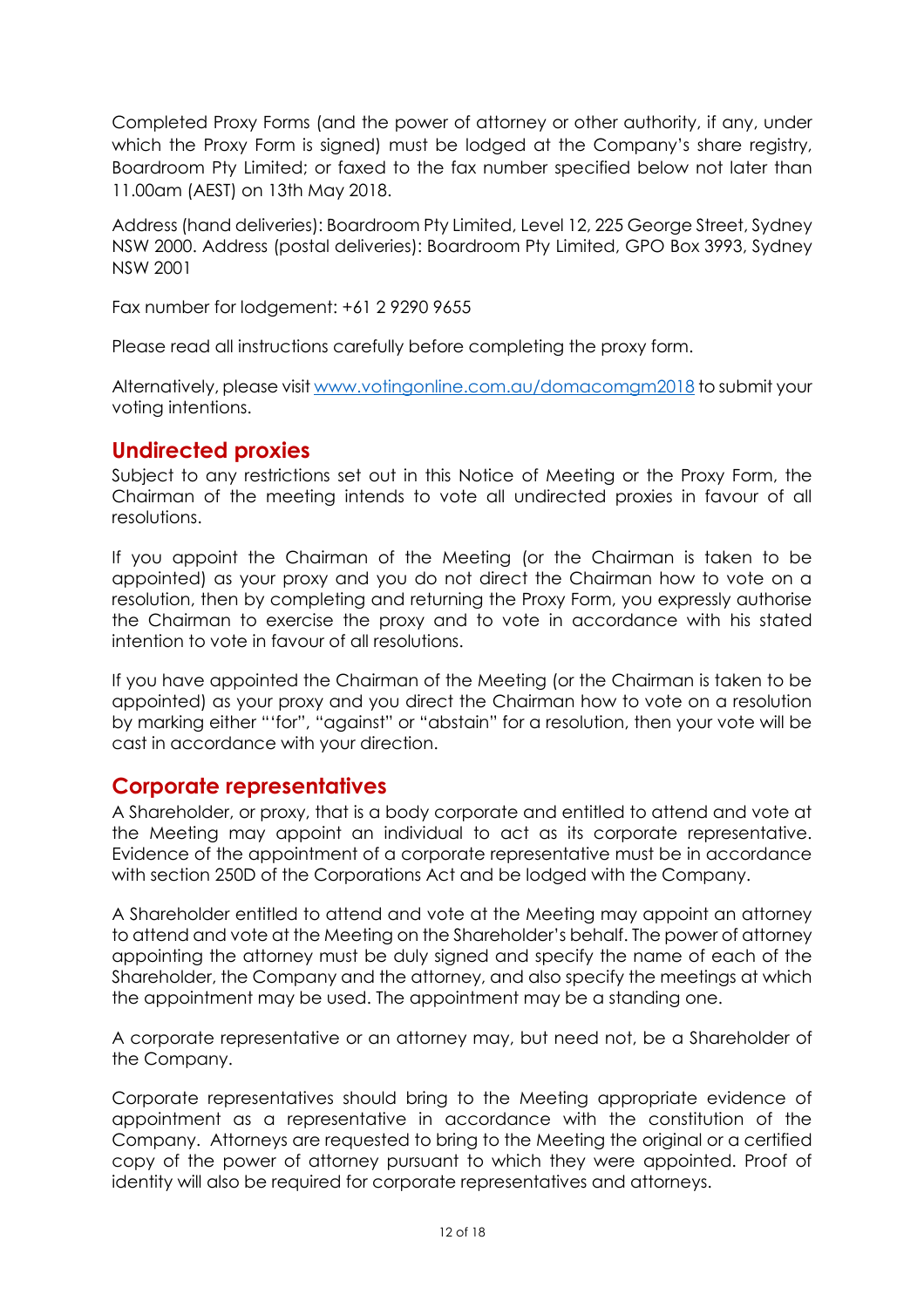Completed Proxy Forms (and the power of attorney or other authority, if any, under which the Proxy Form is signed) must be lodged at the Company's share registry, Boardroom Pty Limited; or faxed to the fax number specified below not later than 11.00am (AEST) on 13th May 2018.

Address (hand deliveries): Boardroom Pty Limited, Level 12, 225 George Street, Sydney NSW 2000. Address (postal deliveries): Boardroom Pty Limited, GPO Box 3993, Sydney NSW 2001

Fax number for lodgement: +61 2 9290 9655

Please read all instructions carefully before completing the proxy form.

Alternatively, please visit [www.votingonline.com.au/domacomgm2018](www.votingonline.com.au/domacomgm2018) to submit your voting intentions.

## Undirected proxies

Subject to any restrictions set out in this Notice of Meeting or the Proxy Form, the Chairman of the meeting intends to vote all undirected proxies in favour of all resolutions.

If you appoint the Chairman of the Meeting (or the Chairman is taken to be appointed) as your proxy and you do not direct the Chairman how to vote on a resolution, then by completing and returning the Proxy Form, you expressly authorise the Chairman to exercise the proxy and to vote in accordance with his stated intention to vote in favour of all resolutions.

If you have appointed the Chairman of the Meeting (or the Chairman is taken to be appointed) as your proxy and you direct the Chairman how to vote on a resolution by marking either "'for", "against" or "abstain" for a resolution, then your vote will be cast in accordance with your direction.

## Corporate representatives

A Shareholder, or proxy, that is a body corporate and entitled to attend and vote at the Meeting may appoint an individual to act as its corporate representative. Evidence of the appointment of a corporate representative must be in accordance with section 250D of the Corporations Act and be lodged with the Company.

A Shareholder entitled to attend and vote at the Meeting may appoint an attorney to attend and vote at the Meeting on the Shareholder's behalf. The power of attorney appointing the attorney must be duly signed and specify the name of each of the Shareholder, the Company and the attorney, and also specify the meetings at which the appointment may be used. The appointment may be a standing one.

A corporate representative or an attorney may, but need not, be a Shareholder of the Company.

Corporate representatives should bring to the Meeting appropriate evidence of appointment as a representative in accordance with the constitution of the Company. Attorneys are requested to bring to the Meeting the original or a certified copy of the power of attorney pursuant to which they were appointed. Proof of identity will also be required for corporate representatives and attorneys.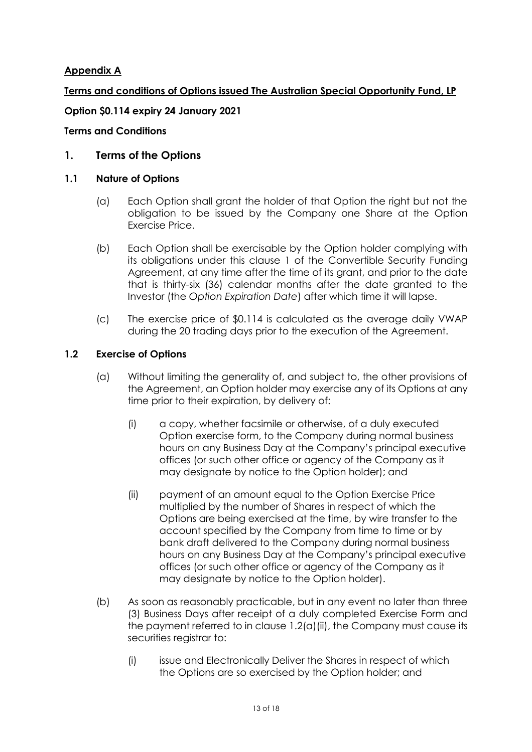**Appendix A**

**Terms and conditions of Options issued The Australian Special Opportunity Fund, LP**

**Option $0.114 expiry 24 January 2021**

**Terms and Conditions**

## 1. Terms of the Options

### 1.1 Nature of Options

(a) Each Option shall grant the holder of that Option the right but not the obligation to be issued by the Company one Share at the Option Exercise Price.

(b) Each Option shall be exercisable by the Option holder complying with its obligations under this clause 1 of the Convertible Security Funding Agreement, at any time after the time of its grant, and prior to the date that is thirty-six (36) calendar months after the date granted to the Investor (the *Option Expiration Date*) after which time it will lapse.

(c) The exercise price of $0.114 is calculated as the average daily VWAP during the 20 trading days prior to the execution of the Agreement.

### 1.2 Exercise of Options

(a) Without limiting the generality of, and subject to, the other provisions of the Agreement, an Option holder may exercise any of its Options at any time prior to their expiration, by delivery of:

(i) a copy, whether facsimile or otherwise, of a duly executed Option exercise form, to the Company during normal business hours on any Business Day at the Company's principal executive offices (or such other office or agency of the Company as it may designate by notice to the Option holder); and

(ii) payment of an amount equal to the Option Exercise Price multiplied by the number of Shares in respect of which the Options are being exercised at the time, by wire transfer to the account specified by the Company from time to time or by bank draft delivered to the Company during normal business hours on any Business Day at the Company's principal executive offices (or such other office or agency of the Company as it may designate by notice to the Option holder).

(b) As soon as reasonably practicable, but in any event no later than three (3) Business Days after receipt of a duly completed Exercise Form and the payment referred to in clause 1.2(a)(ii), the Company must cause its securities registrar to:

(i) issue and Electronically Deliver the Shares in respect of which the Options are so exercised by the Option holder; and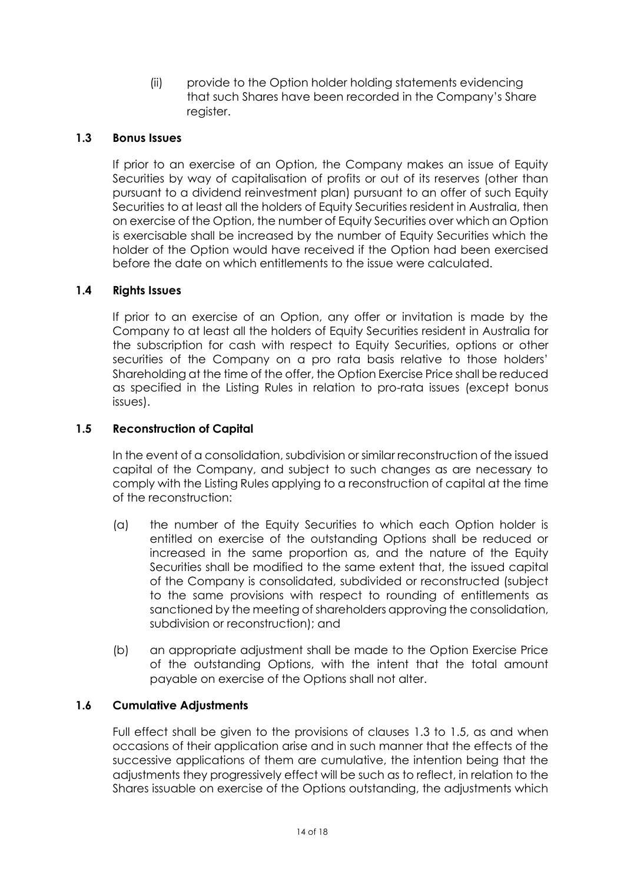(ii) provide to the Option holder holding statements evidencing that such Shares have been recorded in the Company's Share register.

### 1.3 Bonus Issues

If prior to an exercise of an Option, the Company makes an issue of Equity Securities by way of capitalisation of profits or out of its reserves (other than pursuant to a dividend reinvestment plan) pursuant to an offer of such Equity Securities to at least all the holders of Equity Securities resident in Australia, then on exercise of the Option, the number of Equity Securities over which an Option is exercisable shall be increased by the number of Equity Securities which the holder of the Option would have received if the Option had been exercised before the date on which entitlements to the issue were calculated.

### 1.4 Rights Issues

If prior to an exercise of an Option, any offer or invitation is made by the Company to at least all the holders of Equity Securities resident in Australia for the subscription for cash with respect to Equity Securities, options or other securities of the Company on a pro rata basis relative to those holders' Shareholding at the time of the offer, the Option Exercise Price shall be reduced as specified in the Listing Rules in relation to pro-rata issues (except bonus issues).

### 1.5 Reconstruction of Capital

In the event of a consolidation, subdivision or similar reconstruction of the issued capital of the Company, and subject to such changes as are necessary to comply with the Listing Rules applying to a reconstruction of capital at the time of the reconstruction:

(a) the number of the Equity Securities to which each Option holder is entitled on exercise of the outstanding Options shall be reduced or increased in the same proportion as, and the nature of the Equity Securities shall be modified to the same extent that, the issued capital of the Company is consolidated, subdivided or reconstructed (subject to the same provisions with respect to rounding of entitlements as sanctioned by the meeting of shareholders approving the consolidation, subdivision or reconstruction); and

(b) an appropriate adjustment shall be made to the Option Exercise Price of the outstanding Options, with the intent that the total amount payable on exercise of the Options shall not alter.

### 1.6 Cumulative Adjustments

Full effect shall be given to the provisions of clauses 1.3 to 1.5, as and when occasions of their application arise and in such manner that the effects of the successive applications of them are cumulative, the intention being that the adjustments they progressively effect will be such as to reflect, in relation to the Shares issuable on exercise of the Options outstanding, the adjustments which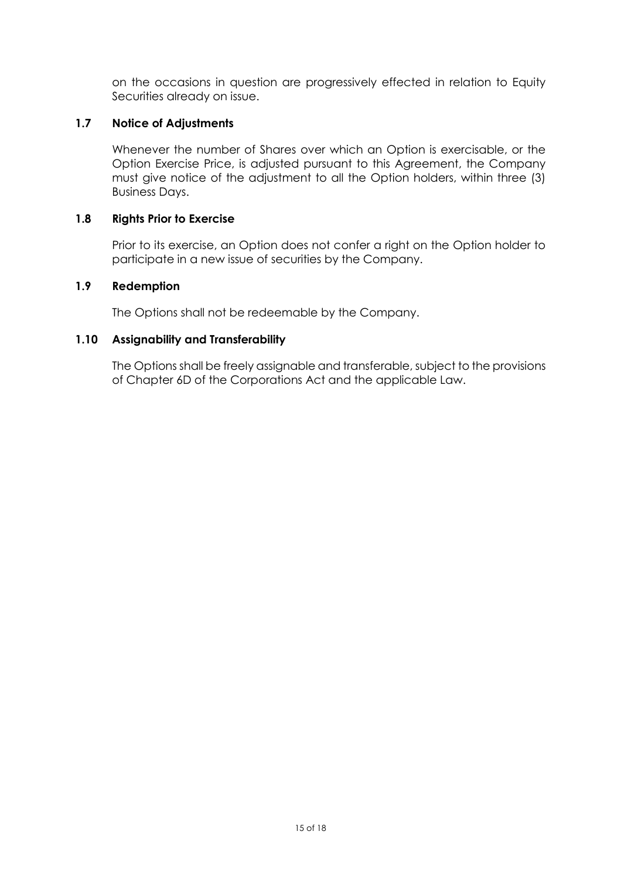on the occasions in question are progressively effected in relation to Equity Securities already on issue.

### 1.7 Notice of Adjustments

Whenever the number of Shares over which an Option is exercisable, or the Option Exercise Price, is adjusted pursuant to this Agreement, the Company must give notice of the adjustment to all the Option holders, within three (3) Business Days.

### 1.8 Rights Prior to Exercise

Prior to its exercise, an Option does not confer a right on the Option holder to participate in a new issue of securities by the Company.

### 1.9 Redemption

The Options shall not be redeemable by the Company.

### 1.10 Assignability and Transferability

The Options shall be freely assignable and transferable, subject to the provisions of Chapter 6D of the Corporations Act and the applicable Law.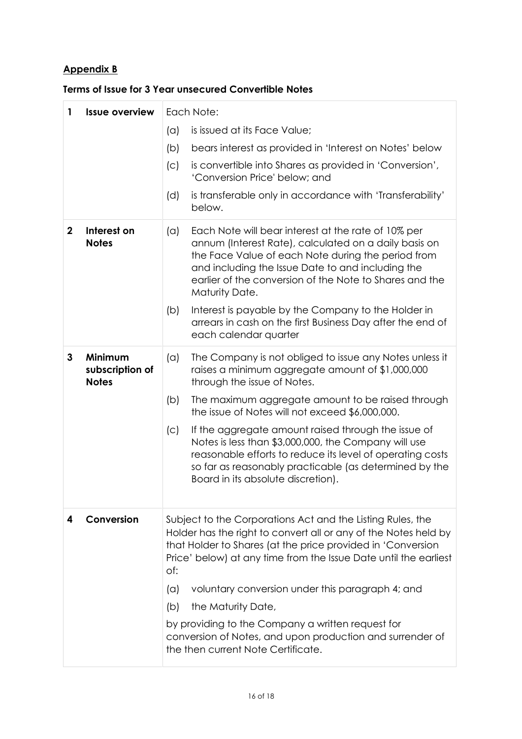**Appendix B**

**Terms of Issue for 3 Year unsecured Convertible Notes**

| | | |
|---|---|---|
| **1** | **Issue overview** | Each Note:<br>(a) is issued at its Face Value;<br>(b) bears interest as provided in 'Interest on Notes' below<br>(c) is convertible into Shares as provided in 'Conversion', 'Conversion Price' below; and<br>(d) is transferable only in accordance with 'Transferability' below. |
| **2** | **Interest on Notes** | (a) Each Note will bear interest at the rate of 10% per annum (Interest Rate), calculated on a daily basis on the Face Value of each Note during the period from and including the Issue Date to and including the earlier of the conversion of the Note to Shares and the Maturity Date.<br>(b) Interest is payable by the Company to the Holder in arrears in cash on the first Business Day after the end of each calendar quarter |
| **3** | **Minimum subscription of Notes** | (a) The Company is not obliged to issue any Notes unless it raises a minimum aggregate amount of $1,000,000 through the issue of Notes.<br>(b) The maximum aggregate amount to be raised through the issue of Notes will not exceed $6,000,000.<br>(c) If the aggregate amount raised through the issue of Notes is less than $3,000,000, the Company will use reasonable efforts to reduce its level of operating costs so far as reasonably practicable (as determined by the Board in its absolute discretion). |
| **4** | **Conversion** | Subject to the Corporations Act and the Listing Rules, the Holder has the right to convert all or any of the Notes held by that Holder to Shares (at the price provided in 'Conversion Price' below) at any time from the Issue Date until the earliest of:<br>(a) voluntary conversion under this paragraph 4; and<br>(b) the Maturity Date,<br>by providing to the Company a written request for conversion of Notes, and upon production and surrender of the then current Note Certificate. |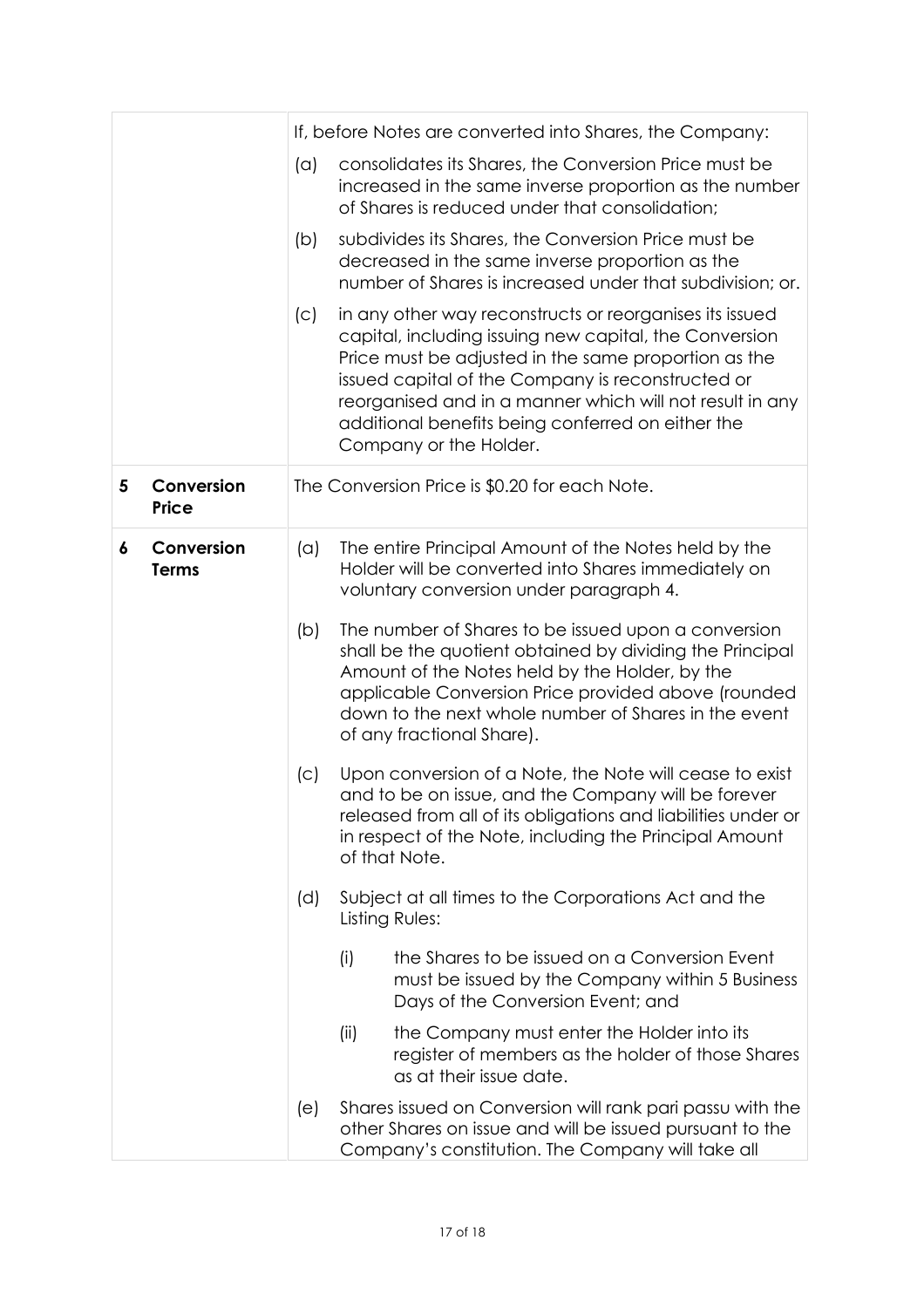| | | |
|---|---|---|
| | | If, before Notes are converted into Shares, the Company:<br><br>(a) consolidates its Shares, the Conversion Price must be increased in the same inverse proportion as the number of Shares is reduced under that consolidation;<br><br>(b) subdivides its Shares, the Conversion Price must be decreased in the same inverse proportion as the number of Shares is increased under that subdivision; or.<br><br>(c) in any other way reconstructs or reorganises its issued capital, including issuing new capital, the Conversion Price must be adjusted in the same proportion as the issued capital of the Company is reconstructed or reorganised and in a manner which will not result in any additional benefits being conferred on either the Company or the Holder. |
| 5 | **Conversion Price** | The Conversion Price is $0.20 for each Note. |
| 6 | **Conversion Terms** | (a) The entire Principal Amount of the Notes held by the Holder will be converted into Shares immediately on voluntary conversion under paragraph 4.<br><br>(b) The number of Shares to be issued upon a conversion shall be the quotient obtained by dividing the Principal Amount of the Notes held by the Holder, by the applicable Conversion Price provided above (rounded down to the next whole number of Shares in the event of any fractional Share).<br><br>(c) Upon conversion of a Note, the Note will cease to exist and to be on issue, and the Company will be forever released from all of its obligations and liabilities under or in respect of the Note, including the Principal Amount of that Note.<br><br>(d) Subject at all times to the Corporations Act and the Listing Rules:<br><br>(i) the Shares to be issued on a Conversion Event must be issued by the Company within 5 Business Days of the Conversion Event; and<br><br>(ii) the Company must enter the Holder into its register of members as the holder of those Shares as at their issue date.<br><br>(e) Shares issued on Conversion will rank pari passu with the other Shares on issue and will be issued pursuant to the Company's constitution. The Company will take all |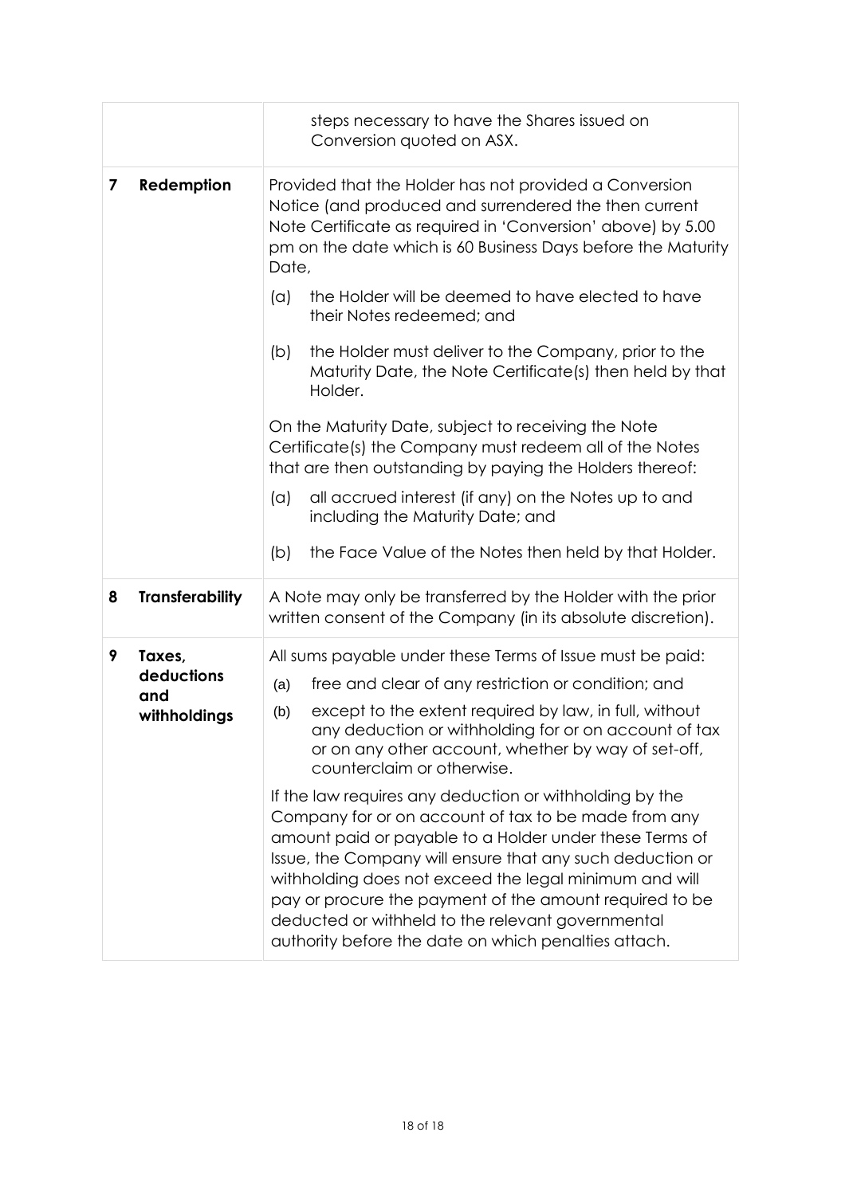| | | |
|---|---|---|
| | | steps necessary to have the Shares issued on Conversion quoted on ASX. |
| 7 | **Redemption** | Provided that the Holder has not provided a Conversion Notice (and produced and surrendered the then current Note Certificate as required in 'Conversion' above) by 5.00 pm on the date which is 60 Business Days before the Maturity Date,<br><br>(a) the Holder will be deemed to have elected to have their Notes redeemed; and<br><br>(b) the Holder must deliver to the Company, prior to the Maturity Date, the Note Certificate(s) then held by that Holder.<br><br>On the Maturity Date, subject to receiving the Note Certificate(s) the Company must redeem all of the Notes that are then outstanding by paying the Holders thereof:<br><br>(a) all accrued interest (if any) on the Notes up to and including the Maturity Date; and<br><br>(b) the Face Value of the Notes then held by that Holder. |
| 8 | **Transferability** | A Note may only be transferred by the Holder with the prior written consent of the Company (in its absolute discretion). |
| 9 | **Taxes, deductions and withholdings** | All sums payable under these Terms of Issue must be paid:<br><br>(a) free and clear of any restriction or condition; and<br><br>(b) except to the extent required by law, in full, without any deduction or withholding for or on account of tax or on any other account, whether by way of set-off, counterclaim or otherwise.<br><br>If the law requires any deduction or withholding by the Company for or on account of tax to be made from any amount paid or payable to a Holder under these Terms of Issue, the Company will ensure that any such deduction or withholding does not exceed the legal minimum and will pay or procure the payment of the amount required to be deducted or withheld to the relevant governmental authority before the date on which penalties attach. |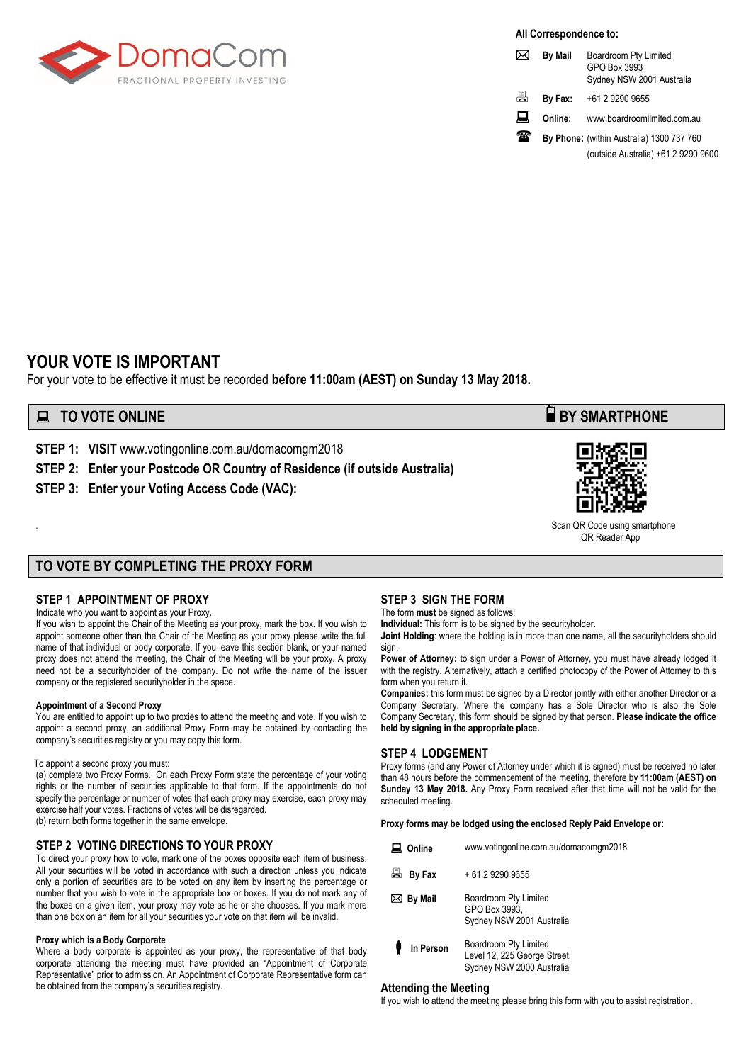DomaCom

FRACTIONAL PROPERTY INVESTING

**All Correspondence to:**

| | | |
|---|---|---|
| **By Mail** | Boardroom Pty Limited<br>GPO Box 3993<br>Sydney NSW 2001 Australia |
| **By Fax:** | +61 2 9290 9655 |
| **Online:** | www.boardroomlimited.com.au |
| **By Phone:** | (within Australia) 1300 737 760<br>(outside Australia) +61 2 9290 9600 |

# YOUR VOTE IS IMPORTANT

For your vote to be effective it must be recorded **before 11:00am (AEST) on Sunday 13 May 2018.**

## TO VOTE ONLINE

**STEP 1: VISIT** www.votingonline.com.au/domacomgm2018

**STEP 2: Enter your Postcode OR Country of Residence (if outside Australia)**

**STEP 3: Enter your Voting Access Code (VAC):**

## BY SMARTPHONE

Scan QR Code using smartphone QR Reader App

## TO VOTE BY COMPLETING THE PROXY FORM

### STEP 1 APPOINTMENT OF PROXY

Indicate who you want to appoint as your Proxy.

If you wish to appoint the Chair of the Meeting as your proxy, mark the box. If you wish to appoint someone other than the Chair of the Meeting as your proxy please write the full name of that individual or body corporate. If you leave this section blank, or your named proxy does not attend the meeting, the Chair of the Meeting will be your proxy. A proxy need not be a securityholder of the company. Do not write the name of the issuer company or the registered securityholder in the space.

**Appointment of a Second Proxy**

You are entitled to appoint up to two proxies to attend the meeting and vote. If you wish to appoint a second proxy, an additional Proxy Form may be obtained by contacting the company's securities registry or you may copy this form.

To appoint a second proxy you must:

(a) complete two Proxy Forms. On each Proxy Form state the percentage of your voting rights or the number of securities applicable to that form. If the appointments do not specify the percentage or number of votes that each proxy may exercise, each proxy may exercise half your votes. Fractions of votes will be disregarded.

(b) return both forms together in the same envelope.

### STEP 2 VOTING DIRECTIONS TO YOUR PROXY

To direct your proxy how to vote, mark one of the boxes opposite each item of business. All your securities will be voted in accordance with such a direction unless you indicate only a portion of securities are to be voted on any item by inserting the percentage or number that you wish to vote in the appropriate box or boxes. If you do not mark any of the boxes on a given item, your proxy may vote as he or she chooses. If you mark more than one box on an item for all your securities your vote on that item will be invalid.

**Proxy which is a Body Corporate**

Where a body corporate is appointed as your proxy, the representative of that body corporate attending the meeting must have provided an "Appointment of Corporate Representative" prior to admission. An Appointment of Corporate Representative form can be obtained from the company's securities registry.

### STEP 3 SIGN THE FORM

The form **must** be signed as follows:

**Individual:** This form is to be signed by the securityholder.

**Joint Holding**: where the holding is in more than one name, all the securityholders should sign.

**Power of Attorney:** to sign under a Power of Attorney, you must have already lodged it with the registry. Alternatively, attach a certified photocopy of the Power of Attorney to this form when you return it.

**Companies:** this form must be signed by a Director jointly with either another Director or a Company Secretary. Where the company has a Sole Director who is also the Sole Company Secretary, this form should be signed by that person. **Please indicate the office held by signing in the appropriate place.**

### STEP 4 LODGEMENT

Proxy forms (and any Power of Attorney under which it is signed) must be received no later than 48 hours before the commencement of the meeting, therefore by **11:00am (AEST) on Sunday 13 May 2018.** Any Proxy Form received after that time will not be valid for the scheduled meeting.

**Proxy forms may be lodged using the enclosed Reply Paid Envelope or:**

| | |
|---|---|
| **Online** | www.votingonline.com.au/domacomgm2018 |
| **By Fax** | + 61 2 9290 9655 |
| **By Mail** | Boardroom Pty Limited<br>GPO Box 3993,<br>Sydney NSW 2001 Australia |
| **In Person** | Boardroom Pty Limited<br>Level 12, 225 George Street,<br>Sydney NSW 2000 Australia |

### Attending the Meeting

If you wish to attend the meeting please bring this form with you to assist registration.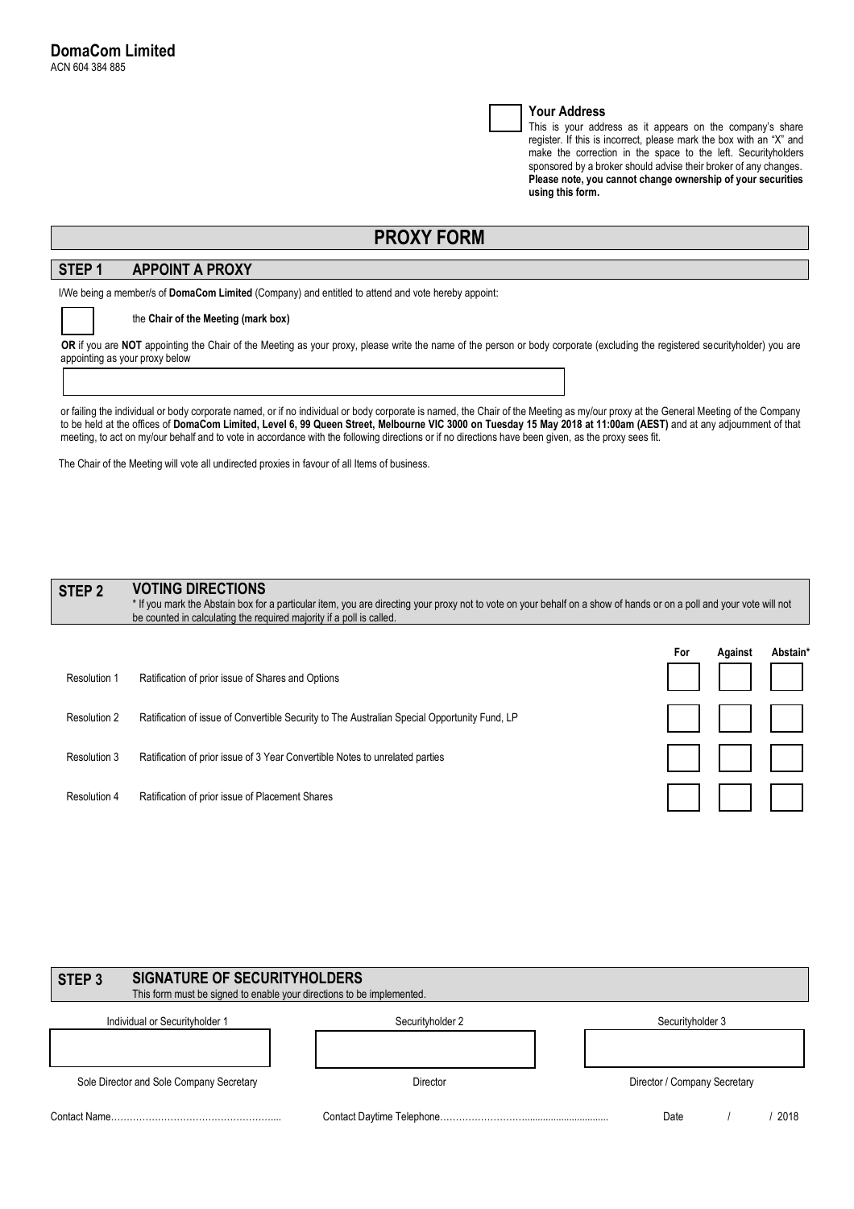# DomaCom Limited

ACN 604 384 885

**Your Address**

This is your address as it appears on the company's share register. If this is incorrect, please mark the box with an "X" and make the correction in the space to the left. Securityholders sponsored by a broker should advise their broker of any changes. **Please note, you cannot change ownership of your securities using this form.**

## PROXY FORM

### STEP 1 APPOINT A PROXY

I/We being a member/s of **DomaCom Limited** (Company) and entitled to attend and vote hereby appoint:

the **Chair of the Meeting (mark box)**

**OR** if you are **NOT** appointing the Chair of the Meeting as your proxy, please write the name of the person or body corporate (excluding the registered securityholder) you are appointing as your proxy below

or failing the individual or body corporate named, or if no individual or body corporate is named, the Chair of the Meeting as my/our proxy at the General Meeting of the Company to be held at the offices of **DomaCom Limited, Level 6, 99 Queen Street, Melbourne VIC 3000 on Tuesday 15 May 2018 at 11:00am (AEST)** and at any adjournment of that meeting, to act on my/our behalf and to vote in accordance with the following directions or if no directions have been given, as the proxy sees fit.

The Chair of the Meeting will vote all undirected proxies in favour of all Items of business.

### STEP 2 VOTING DIRECTIONS

* If you mark the Abstain box for a particular item, you are directing your proxy not to vote on your behalf on a show of hands or on a poll and your vote will not be counted in calculating the required majority if a poll is called.

| | | For | Against | Abstain* |
|---|---|---|---|---|
| Resolution 1 | Ratification of prior issue of Shares and Options | | | |
| Resolution 2 | Ratification of issue of Convertible Security to The Australian Special Opportunity Fund, LP | | | |
| Resolution 3 | Ratification of prior issue of 3 Year Convertible Notes to unrelated parties | | | |
| Resolution 4 | Ratification of prior issue of Placement Shares | | | |

### STEP 3 SIGNATURE OF SECURITYHOLDERS

This form must be signed to enable your directions to be implemented.

| Individual or Securityholder 1 | Securityholder 2 | Securityholder 3 |
|---|---|---|
| | | |
| Sole Director and Sole Company Secretary | Director | Director / Company Secretary |

Contact Name……………………………………………... Contact Daytime Telephone……………………….............................. Date / / 2018